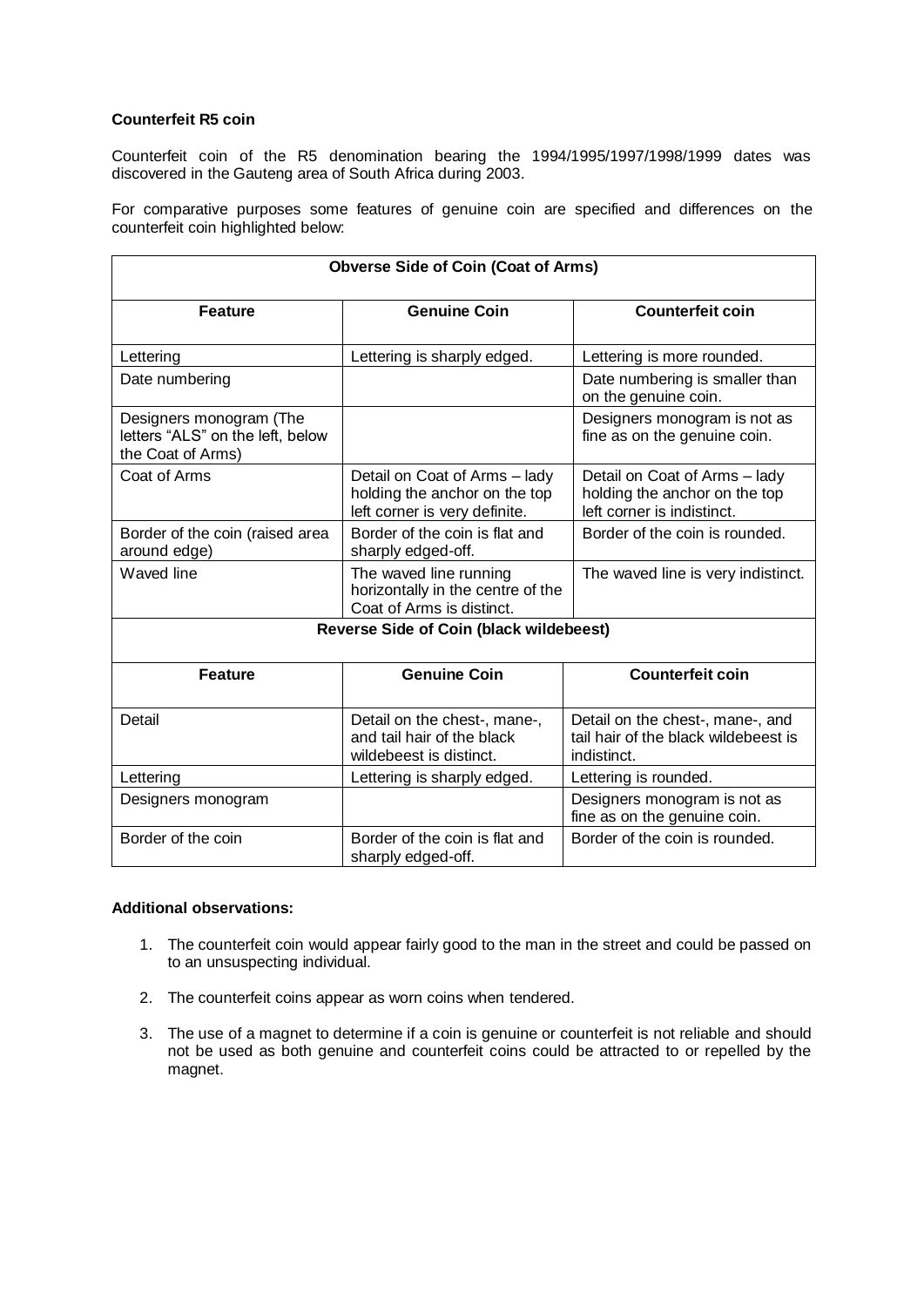**Counterfeit R5 coin**

Counterfeit coin of the R5 denomination bearing the 1994/1995/1997/1998/1999 dates was discovered in the Gauteng area of South Africa during 2003.

For comparative purposes some features of genuine coin are specified and differences on the counterfeit coin highlighted below:

| **Obverse Side of Coin (Coat of Arms)** | | |
|---|---|---|
| **Feature** | **Genuine Coin** | **Counterfeit coin** |
| Lettering | Lettering is sharply edged. | Lettering is more rounded. |
| Date numbering | | Date numbering is smaller than on the genuine coin. |
| Designers monogram (The letters "ALS" on the left, below the Coat of Arms) | | Designers monogram is not as fine as on the genuine coin. |
| Coat of Arms | Detail on Coat of Arms – lady holding the anchor on the top left corner is very definite. | Detail on Coat of Arms – lady holding the anchor on the top left corner is indistinct. |
| Border of the coin (raised area around edge) | Border of the coin is flat and sharply edged-off. | Border of the coin is rounded. |
| Waved line | The waved line running horizontally in the centre of the Coat of Arms is distinct. | The waved line is very indistinct. |
| **Reverse Side of Coin (black wildebeest)** | | |
| **Feature** | **Genuine Coin** | **Counterfeit coin** |
| Detail | Detail on the chest-, mane-, and tail hair of the black wildebeest is distinct. | Detail on the chest-, mane-, and tail hair of the black wildebeest is indistinct. |
| Lettering | Lettering is sharply edged. | Lettering is rounded. |
| Designers monogram | | Designers monogram is not as fine as on the genuine coin. |
| Border of the coin | Border of the coin is flat and sharply edged-off. | Border of the coin is rounded. |

**Additional observations:**

1. The counterfeit coin would appear fairly good to the man in the street and could be passed on to an unsuspecting individual.
2. The counterfeit coins appear as worn coins when tendered.
3. The use of a magnet to determine if a coin is genuine or counterfeit is not reliable and should not be used as both genuine and counterfeit coins could be attracted to or repelled by the magnet.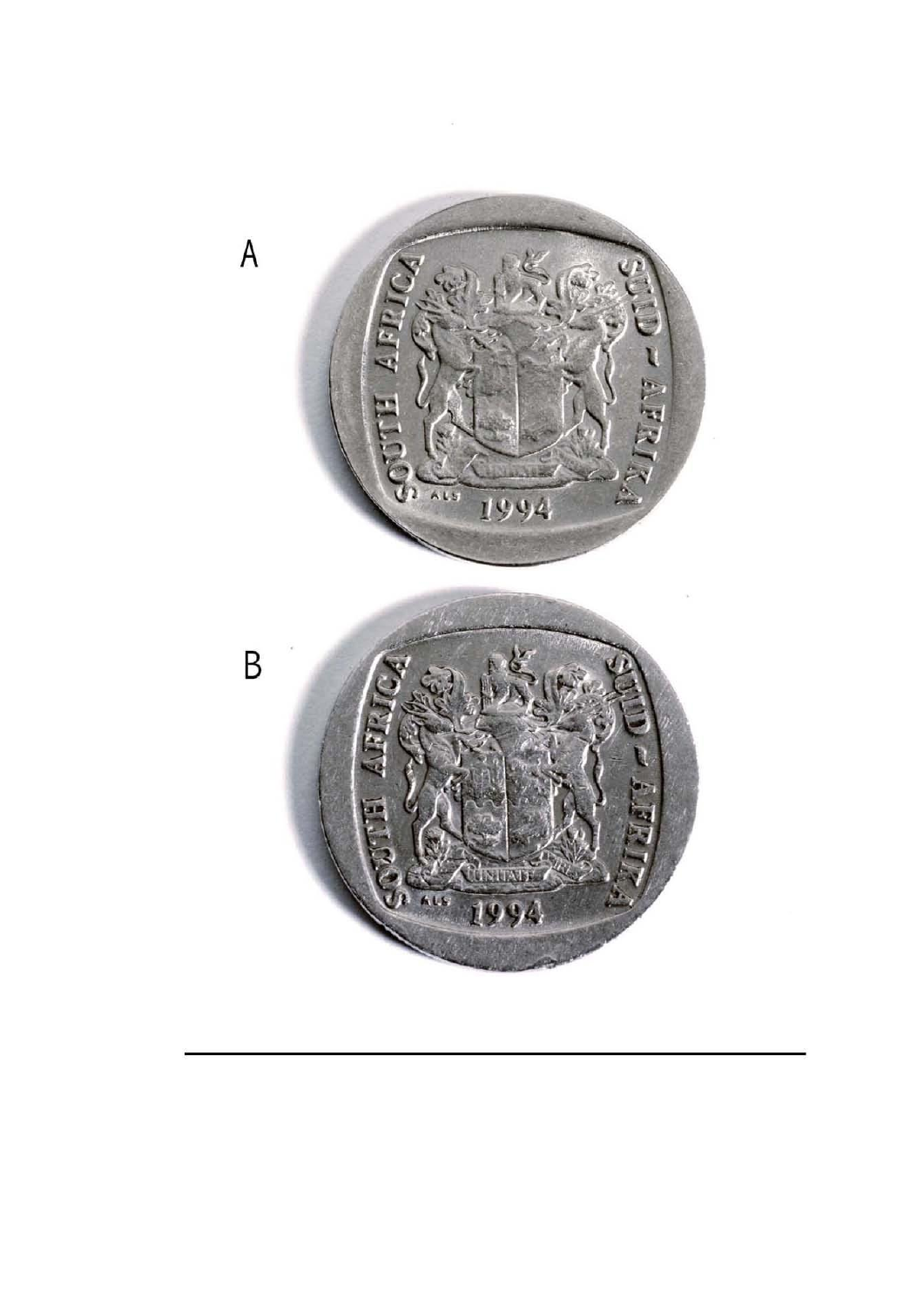A

B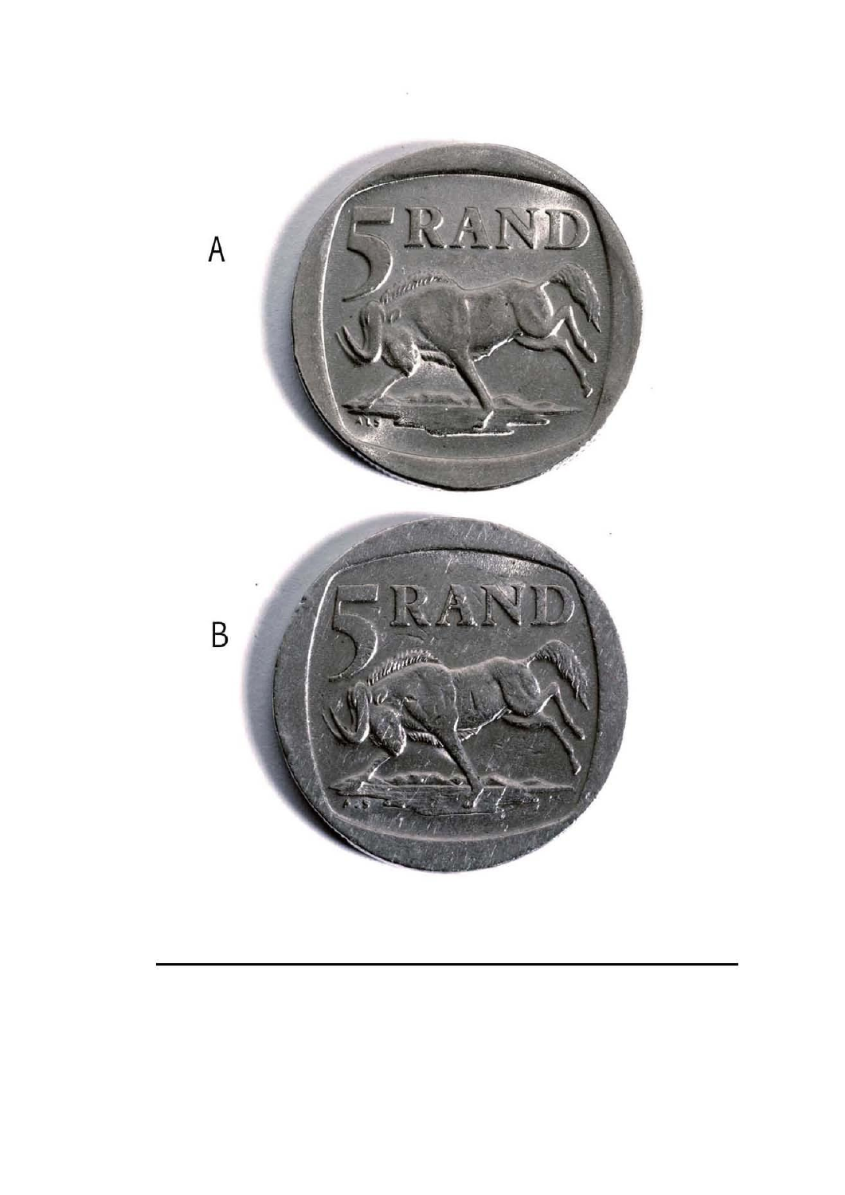A

B